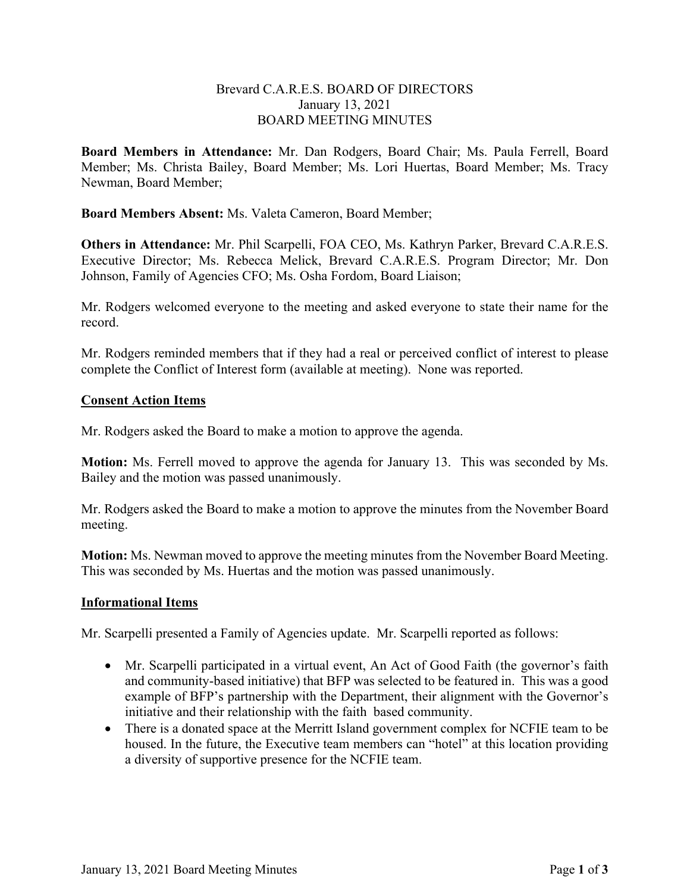# Brevard C.A.R.E.S. BOARD OF DIRECTORS
## January 13, 2021
## BOARD MEETING MINUTES

**Board Members in Attendance:** Mr. Dan Rodgers, Board Chair; Ms. Paula Ferrell, Board Member; Ms. Christa Bailey, Board Member; Ms. Lori Huertas, Board Member; Ms. Tracy Newman, Board Member;

**Board Members Absent:** Ms. Valeta Cameron, Board Member;

**Others in Attendance:** Mr. Phil Scarpelli, FOA CEO, Ms. Kathryn Parker, Brevard C.A.R.E.S. Executive Director; Ms. Rebecca Melick, Brevard C.A.R.E.S. Program Director; Mr. Don Johnson, Family of Agencies CFO; Ms. Osha Fordom, Board Liaison;

Mr. Rodgers welcomed everyone to the meeting and asked everyone to state their name for the record.

Mr. Rodgers reminded members that if they had a real or perceived conflict of interest to please complete the Conflict of Interest form (available at meeting). None was reported.

### Consent Action Items

Mr. Rodgers asked the Board to make a motion to approve the agenda.

**Motion:** Ms. Ferrell moved to approve the agenda for January 13. This was seconded by Ms. Bailey and the motion was passed unanimously.

Mr. Rodgers asked the Board to make a motion to approve the minutes from the November Board meeting.

**Motion:** Ms. Newman moved to approve the meeting minutes from the November Board Meeting. This was seconded by Ms. Huertas and the motion was passed unanimously.

### Informational Items

Mr. Scarpelli presented a Family of Agencies update. Mr. Scarpelli reported as follows:

- Mr. Scarpelli participated in a virtual event, An Act of Good Faith (the governor's faith and community-based initiative) that BFP was selected to be featured in. This was a good example of BFP's partnership with the Department, their alignment with the Governor's initiative and their relationship with the faith based community.
- There is a donated space at the Merritt Island government complex for NCFIE team to be housed. In the future, the Executive team members can "hotel" at this location providing a diversity of supportive presence for the NCFIE team.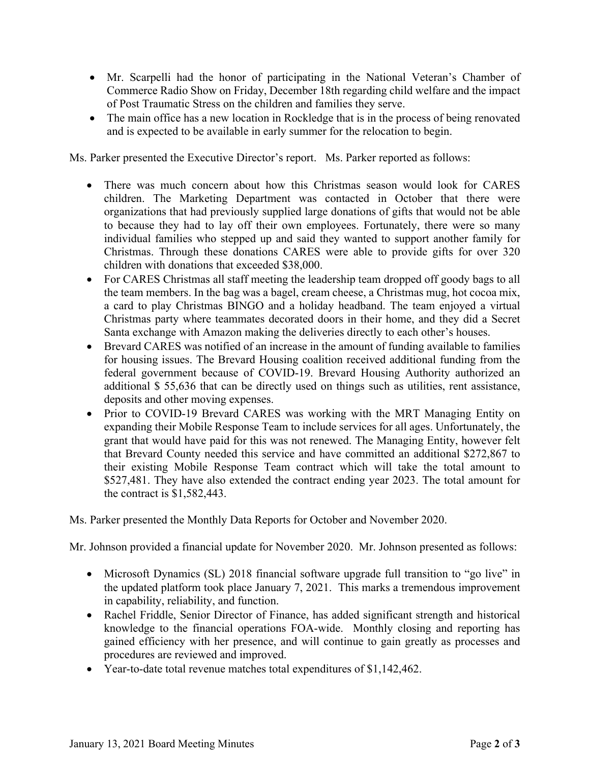- Mr. Scarpelli had the honor of participating in the National Veteran's Chamber of Commerce Radio Show on Friday, December 18th regarding child welfare and the impact of Post Traumatic Stress on the children and families they serve.
- The main office has a new location in Rockledge that is in the process of being renovated and is expected to be available in early summer for the relocation to begin.

Ms. Parker presented the Executive Director's report. Ms. Parker reported as follows:

- There was much concern about how this Christmas season would look for CARES children. The Marketing Department was contacted in October that there were organizations that had previously supplied large donations of gifts that would not be able to because they had to lay off their own employees. Fortunately, there were so many individual families who stepped up and said they wanted to support another family for Christmas. Through these donations CARES were able to provide gifts for over 320 children with donations that exceeded $38,000.
- For CARES Christmas all staff meeting the leadership team dropped off goody bags to all the team members. In the bag was a bagel, cream cheese, a Christmas mug, hot cocoa mix, a card to play Christmas BINGO and a holiday headband. The team enjoyed a virtual Christmas party where teammates decorated doors in their home, and they did a Secret Santa exchange with Amazon making the deliveries directly to each other's houses.
- Brevard CARES was notified of an increase in the amount of funding available to families for housing issues. The Brevard Housing coalition received additional funding from the federal government because of COVID-19. Brevard Housing Authority authorized an additional $ 55,636 that can be directly used on things such as utilities, rent assistance, deposits and other moving expenses.
- Prior to COVID-19 Brevard CARES was working with the MRT Managing Entity on expanding their Mobile Response Team to include services for all ages. Unfortunately, the grant that would have paid for this was not renewed. The Managing Entity, however felt that Brevard County needed this service and have committed an additional $272,867 to their existing Mobile Response Team contract which will take the total amount to $527,481. They have also extended the contract ending year 2023. The total amount for the contract is $1,582,443.

Ms. Parker presented the Monthly Data Reports for October and November 2020.

Mr. Johnson provided a financial update for November 2020. Mr. Johnson presented as follows:

- Microsoft Dynamics (SL) 2018 financial software upgrade full transition to "go live" in the updated platform took place January 7, 2021. This marks a tremendous improvement in capability, reliability, and function.
- Rachel Friddle, Senior Director of Finance, has added significant strength and historical knowledge to the financial operations FOA-wide. Monthly closing and reporting has gained efficiency with her presence, and will continue to gain greatly as processes and procedures are reviewed and improved.
- Year-to-date total revenue matches total expenditures of $1,142,462.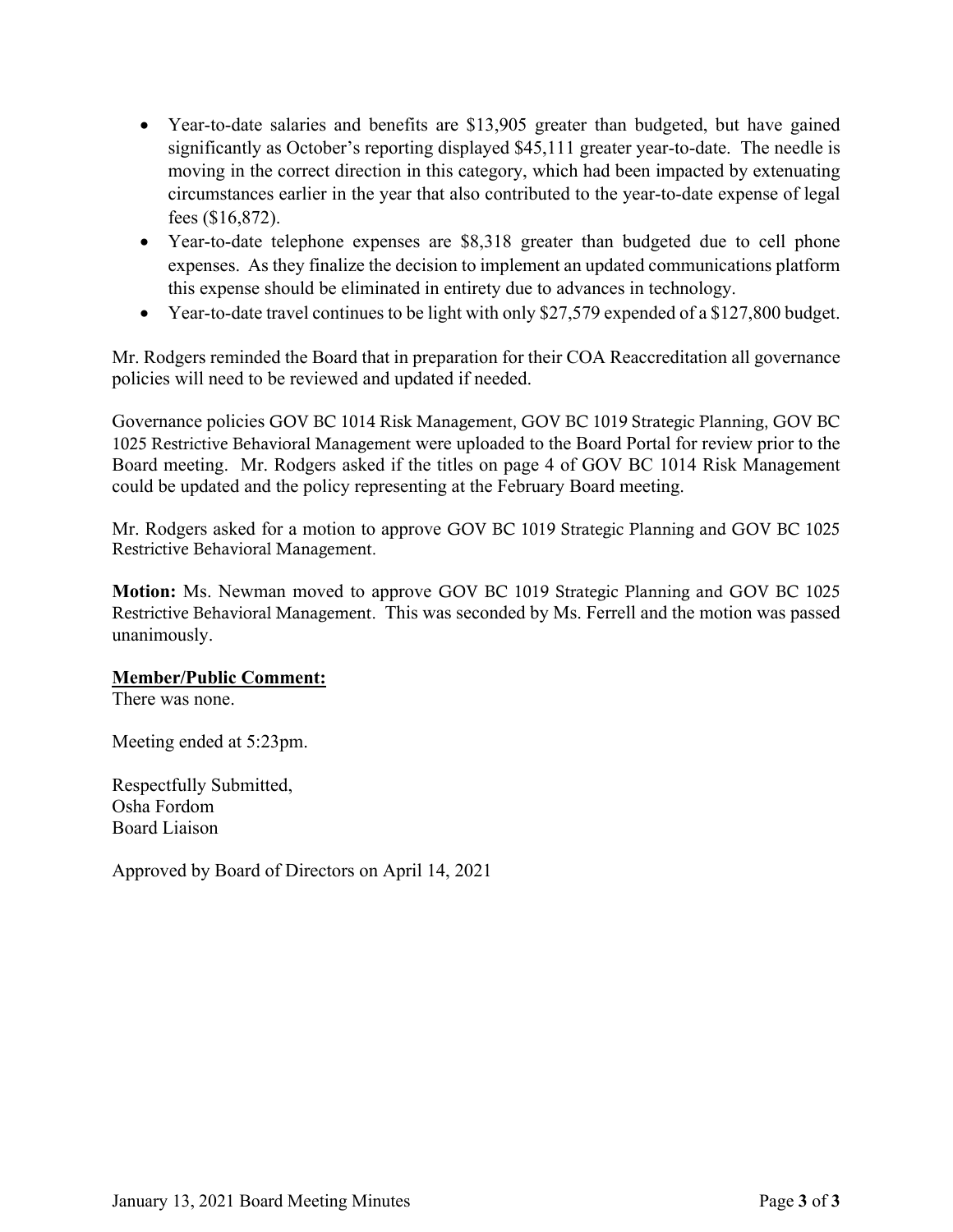- Year-to-date salaries and benefits are $13,905 greater than budgeted, but have gained significantly as October's reporting displayed $45,111 greater year-to-date. The needle is moving in the correct direction in this category, which had been impacted by extenuating circumstances earlier in the year that also contributed to the year-to-date expense of legal fees ($16,872).
- Year-to-date telephone expenses are $8,318 greater than budgeted due to cell phone expenses. As they finalize the decision to implement an updated communications platform this expense should be eliminated in entirety due to advances in technology.
- Year-to-date travel continues to be light with only $27,579 expended of a $127,800 budget.

Mr. Rodgers reminded the Board that in preparation for their COA Reaccreditation all governance policies will need to be reviewed and updated if needed.

Governance policies GOV BC 1014 Risk Management, GOV BC 1019 Strategic Planning, GOV BC 1025 Restrictive Behavioral Management were uploaded to the Board Portal for review prior to the Board meeting. Mr. Rodgers asked if the titles on page 4 of GOV BC 1014 Risk Management could be updated and the policy representing at the February Board meeting.

Mr. Rodgers asked for a motion to approve GOV BC 1019 Strategic Planning and GOV BC 1025 Restrictive Behavioral Management.

**Motion:** Ms. Newman moved to approve GOV BC 1019 Strategic Planning and GOV BC 1025 Restrictive Behavioral Management. This was seconded by Ms. Ferrell and the motion was passed unanimously.

**Member/Public Comment:**

There was none.

Meeting ended at 5:23pm.

Respectfully Submitted,
Osha Fordom
Board Liaison

Approved by Board of Directors on April 14, 2021